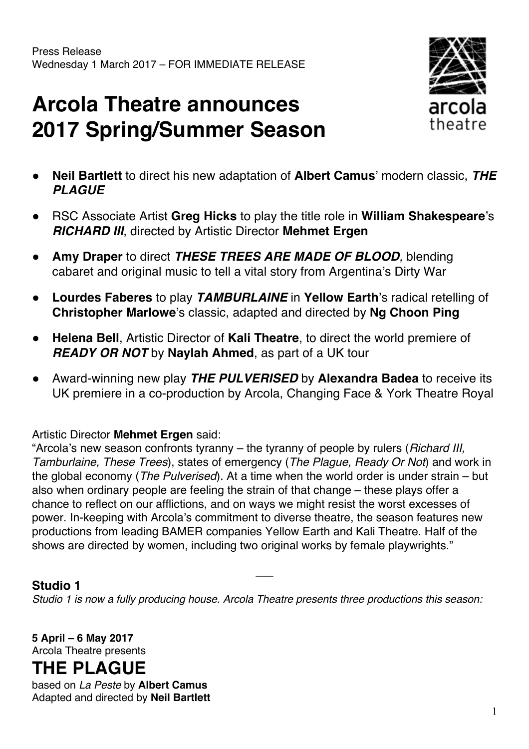Press Release
Wednesday 1 March 2017 – FOR IMMEDIATE RELEASE

# Arcola Theatre announces 2017 Spring/Summer Season

- **Neil Bartlett** to direct his new adaptation of **Albert Camus**' modern classic, ***THE PLAGUE***
- RSC Associate Artist **Greg Hicks** to play the title role in **William Shakespeare**'s ***RICHARD III***, directed by Artistic Director **Mehmet Ergen**
- **Amy Draper** to direct ***THESE TREES ARE MADE OF BLOOD,*** blending cabaret and original music to tell a vital story from Argentina's Dirty War
- **Lourdes Faberes** to play ***TAMBURLAINE*** in **Yellow Earth**'s radical retelling of **Christopher Marlowe**'s classic, adapted and directed by **Ng Choon Ping**
- **Helena Bell**, Artistic Director of **Kali Theatre**, to direct the world premiere of ***READY OR NOT*** by **Naylah Ahmed**, as part of a UK tour
- Award-winning new play ***THE PULVERISED*** by **Alexandra Badea** to receive its UK premiere in a co-production by Arcola, Changing Face & York Theatre Royal

Artistic Director **Mehmet Ergen** said:
"Arcola's new season confronts tyranny – the tyranny of people by rulers (*Richard III, Tamburlaine, These Trees*), states of emergency (*The Plague, Ready Or Not*) and work in the global economy (*The Pulverised*). At a time when the world order is under strain – but also when ordinary people are feeling the strain of that change – these plays offer a chance to reflect on our afflictions, and on ways we might resist the worst excesses of power. In-keeping with Arcola's commitment to diverse theatre, the season features new productions from leading BAMER companies Yellow Earth and Kali Theatre. Half of the shows are directed by women, including two original works by female playwrights."

___

### Studio 1

*Studio 1 is now a fully producing house. Arcola Theatre presents three productions this season:*

**5 April – 6 May 2017**
Arcola Theatre presents

## THE PLAGUE

based on *La Peste* by **Albert Camus**
Adapted and directed by **Neil Bartlett**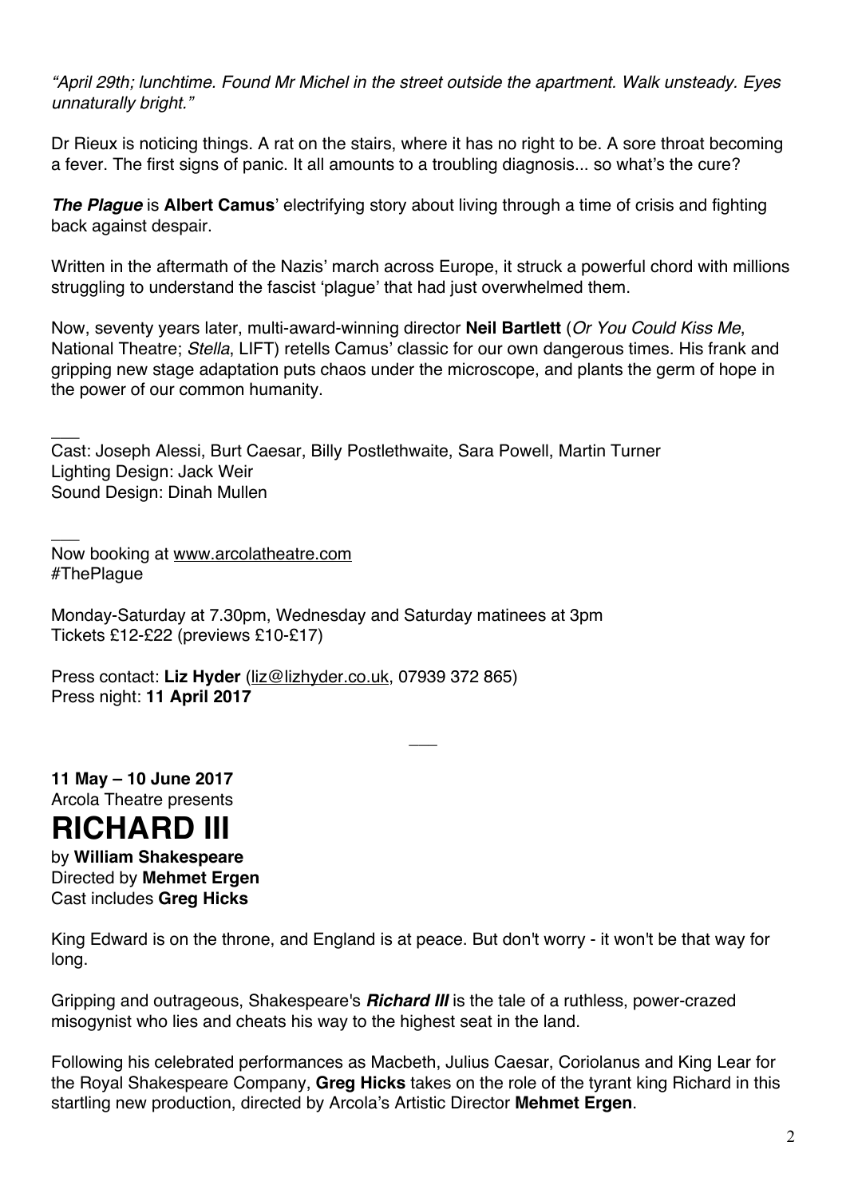*"April 29th; lunchtime. Found Mr Michel in the street outside the apartment. Walk unsteady. Eyes unnaturally bright."*

Dr Rieux is noticing things. A rat on the stairs, where it has no right to be. A sore throat becoming a fever. The first signs of panic. It all amounts to a troubling diagnosis... so what's the cure?

***The Plague*** is **Albert Camus**' electrifying story about living through a time of crisis and fighting back against despair.

Written in the aftermath of the Nazis' march across Europe, it struck a powerful chord with millions struggling to understand the fascist 'plague' that had just overwhelmed them.

Now, seventy years later, multi-award-winning director **Neil Bartlett** (*Or You Could Kiss Me*, National Theatre; *Stella*, LIFT) retells Camus' classic for our own dangerous times. His frank and gripping new stage adaptation puts chaos under the microscope, and plants the germ of hope in the power of our common humanity.

___

Cast: Joseph Alessi, Burt Caesar, Billy Postlethwaite, Sara Powell, Martin Turner
Lighting Design: Jack Weir
Sound Design: Dinah Mullen

___

Now booking at www.arcolatheatre.com
#ThePlague

Monday-Saturday at 7.30pm, Wednesday and Saturday matinees at 3pm
Tickets £12-£22 (previews £10-£17)

Press contact: **Liz Hyder** (liz@lizhyder.co.uk, 07939 372 865)
Press night: **11 April 2017**

___

**11 May – 10 June 2017**
Arcola Theatre presents

# RICHARD III

by **William Shakespeare**
Directed by **Mehmet Ergen**
Cast includes **Greg Hicks**

King Edward is on the throne, and England is at peace. But don't worry - it won't be that way for long.

Gripping and outrageous, Shakespeare's ***Richard III*** is the tale of a ruthless, power-crazed misogynist who lies and cheats his way to the highest seat in the land.

Following his celebrated performances as Macbeth, Julius Caesar, Coriolanus and King Lear for the Royal Shakespeare Company, **Greg Hicks** takes on the role of the tyrant king Richard in this startling new production, directed by Arcola's Artistic Director **Mehmet Ergen**.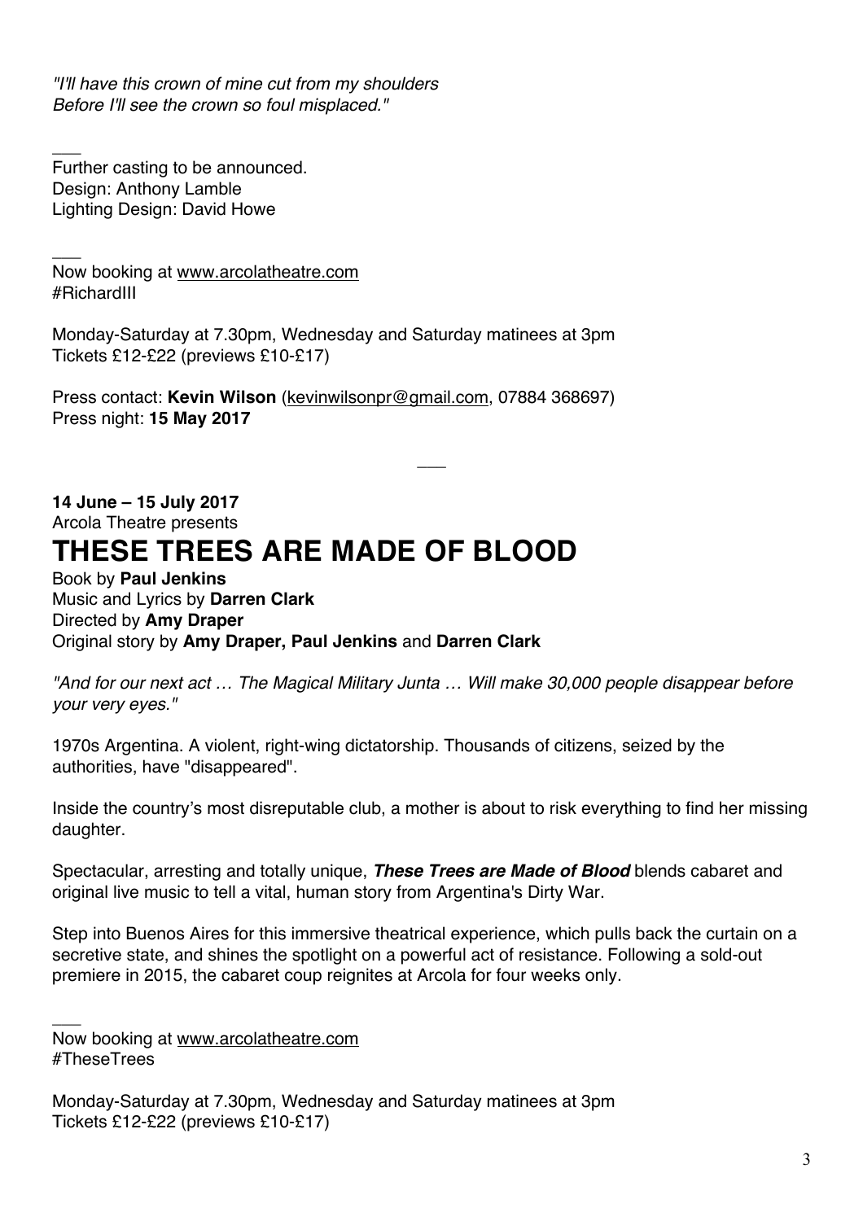*"I'll have this crown of mine cut from my shoulders*
*Before I'll see the crown so foul misplaced."*

---

Further casting to be announced.
Design: Anthony Lamble
Lighting Design: David Howe

---

Now booking at www.arcolatheatre.com
#RichardIII

Monday-Saturday at 7.30pm, Wednesday and Saturday matinees at 3pm
Tickets £12-£22 (previews £10-£17)

Press contact: **Kevin Wilson** (kevinwilsonpr@gmail.com, 07884 368697)
Press night: **15 May 2017**

---

**14 June – 15 July 2017**
Arcola Theatre presents

# THESE TREES ARE MADE OF BLOOD

Book by **Paul Jenkins**
Music and Lyrics by **Darren Clark**
Directed by **Amy Draper**
Original story by **Amy Draper, Paul Jenkins** and **Darren Clark**

*"And for our next act … The Magical Military Junta … Will make 30,000 people disappear before your very eyes."*

1970s Argentina. A violent, right-wing dictatorship. Thousands of citizens, seized by the authorities, have "disappeared".

Inside the country's most disreputable club, a mother is about to risk everything to find her missing daughter.

Spectacular, arresting and totally unique, ***These Trees are Made of Blood*** blends cabaret and original live music to tell a vital, human story from Argentina's Dirty War.

Step into Buenos Aires for this immersive theatrical experience, which pulls back the curtain on a secretive state, and shines the spotlight on a powerful act of resistance. Following a sold-out premiere in 2015, the cabaret coup reignites at Arcola for four weeks only.

---

Now booking at www.arcolatheatre.com
#TheseTrees

Monday-Saturday at 7.30pm, Wednesday and Saturday matinees at 3pm
Tickets £12-£22 (previews £10-£17)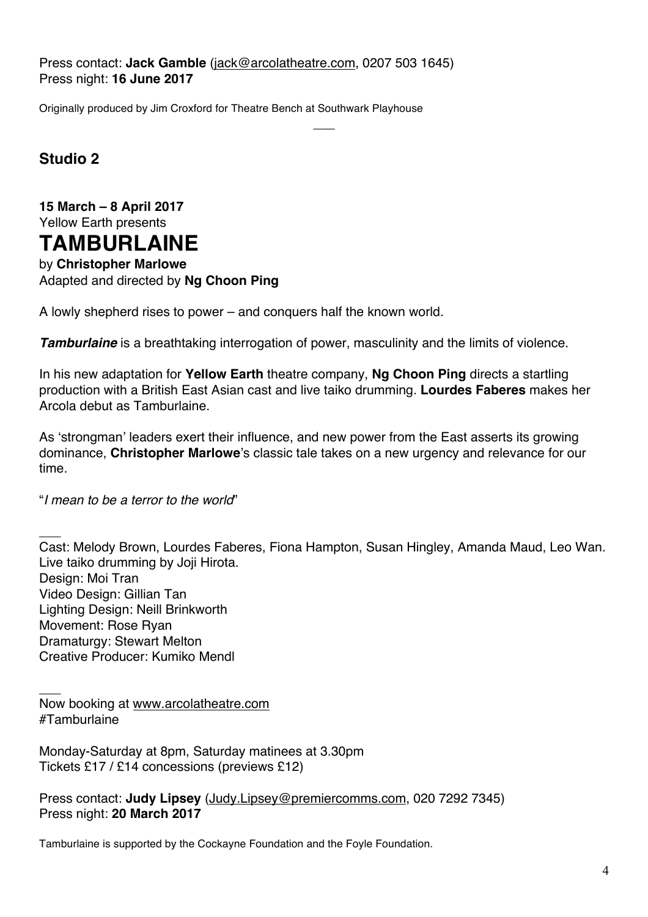Press contact: **Jack Gamble** (jack@arcolatheatre.com, 0207 503 1645)
Press night: **16 June 2017**

Originally produced by Jim Croxford for Theatre Bench at Southwark Playhouse

---

## Studio 2

**15 March – 8 April 2017**
Yellow Earth presents

# TAMBURLAINE

by **Christopher Marlowe**
Adapted and directed by **Ng Choon Ping**

A lowly shepherd rises to power – and conquers half the known world.

***Tamburlaine*** is a breathtaking interrogation of power, masculinity and the limits of violence.

In his new adaptation for **Yellow Earth** theatre company, **Ng Choon Ping** directs a startling production with a British East Asian cast and live taiko drumming. **Lourdes Faberes** makes her Arcola debut as Tamburlaine.

As 'strongman' leaders exert their influence, and new power from the East asserts its growing dominance, **Christopher Marlowe**'s classic tale takes on a new urgency and relevance for our time.

"*I mean to be a terror to the world*"

---

Cast: Melody Brown, Lourdes Faberes, Fiona Hampton, Susan Hingley, Amanda Maud, Leo Wan.
Live taiko drumming by Joji Hirota.
Design: Moi Tran
Video Design: Gillian Tan
Lighting Design: Neill Brinkworth
Movement: Rose Ryan
Dramaturgy: Stewart Melton
Creative Producer: Kumiko Mendl

---

Now booking at www.arcolatheatre.com
#Tamburlaine

Monday-Saturday at 8pm, Saturday matinees at 3.30pm
Tickets £17 / £14 concessions (previews £12)

Press contact: **Judy Lipsey** (Judy.Lipsey@premiercomms.com, 020 7292 7345)
Press night: **20 March 2017**

Tamburlaine is supported by the Cockayne Foundation and the Foyle Foundation.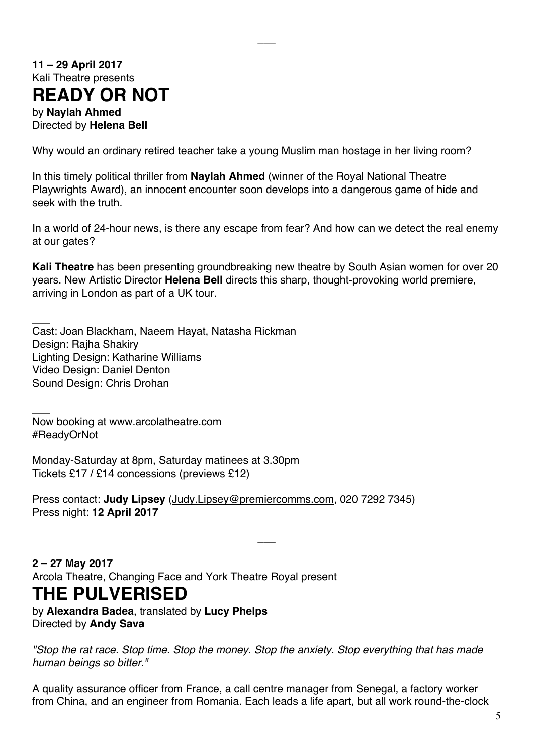---

**11 – 29 April 2017**
Kali Theatre presents

# READY OR NOT

by **Naylah Ahmed**
Directed by **Helena Bell**

Why would an ordinary retired teacher take a young Muslim man hostage in her living room?

In this timely political thriller from **Naylah Ahmed** (winner of the Royal National Theatre Playwrights Award), an innocent encounter soon develops into a dangerous game of hide and seek with the truth.

In a world of 24-hour news, is there any escape from fear? And how can we detect the real enemy at our gates?

**Kali Theatre** has been presenting groundbreaking new theatre by South Asian women for over 20 years. New Artistic Director **Helena Bell** directs this sharp, thought-provoking world premiere, arriving in London as part of a UK tour.

---

Cast: Joan Blackham, Naeem Hayat, Natasha Rickman
Design: Rajha Shakiry
Lighting Design: Katharine Williams
Video Design: Daniel Denton
Sound Design: Chris Drohan

---

Now booking at www.arcolatheatre.com
#ReadyOrNot

Monday-Saturday at 8pm, Saturday matinees at 3.30pm
Tickets £17 / £14 concessions (previews £12)

Press contact: **Judy Lipsey** (Judy.Lipsey@premiercomms.com, 020 7292 7345)
Press night: **12 April 2017**

---

**2 – 27 May 2017**
Arcola Theatre, Changing Face and York Theatre Royal present

# THE PULVERISED

by **Alexandra Badea**, translated by **Lucy Phelps**
Directed by **Andy Sava**

*"Stop the rat race. Stop time. Stop the money. Stop the anxiety. Stop everything that has made human beings so bitter."*

A quality assurance officer from France, a call centre manager from Senegal, a factory worker from China, and an engineer from Romania. Each leads a life apart, but all work round-the-clock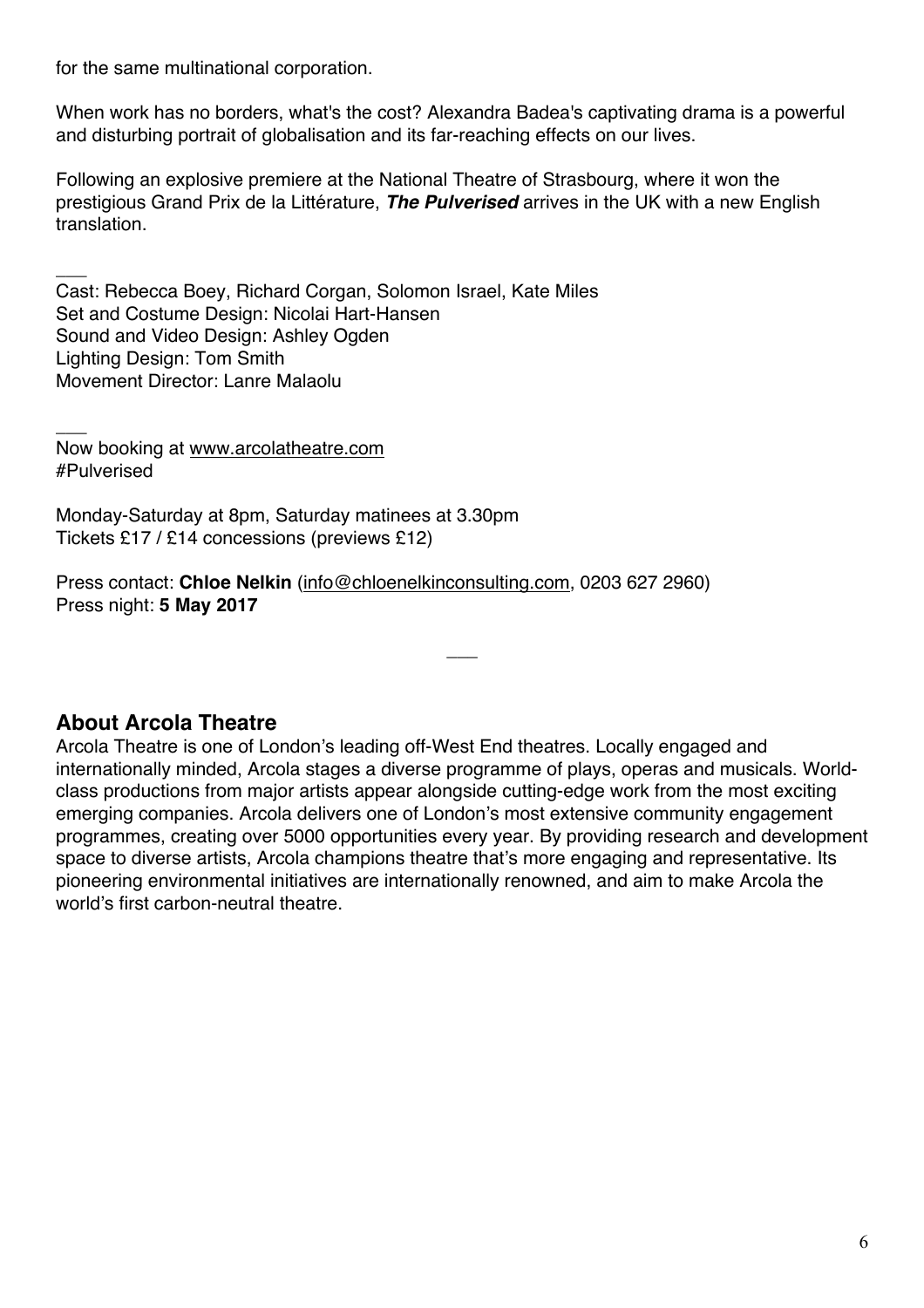for the same multinational corporation.

When work has no borders, what's the cost? Alexandra Badea's captivating drama is a powerful and disturbing portrait of globalisation and its far-reaching effects on our lives.

Following an explosive premiere at the National Theatre of Strasbourg, where it won the prestigious Grand Prix de la Littérature, ***The Pulverised*** arrives in the UK with a new English translation.

___

Cast: Rebecca Boey, Richard Corgan, Solomon Israel, Kate Miles
Set and Costume Design: Nicolai Hart-Hansen
Sound and Video Design: Ashley Ogden
Lighting Design: Tom Smith
Movement Director: Lanre Malaolu

___

Now booking at www.arcolatheatre.com
#Pulverised

Monday-Saturday at 8pm, Saturday matinees at 3.30pm
Tickets £17 / £14 concessions (previews £12)

Press contact: **Chloe Nelkin** (info@chloenelkinconsulting.com, 0203 627 2960)
Press night: **5 May 2017**

___

## About Arcola Theatre

Arcola Theatre is one of London's leading off-West End theatres. Locally engaged and internationally minded, Arcola stages a diverse programme of plays, operas and musicals. World-class productions from major artists appear alongside cutting-edge work from the most exciting emerging companies. Arcola delivers one of London's most extensive community engagement programmes, creating over 5000 opportunities every year. By providing research and development space to diverse artists, Arcola champions theatre that's more engaging and representative. Its pioneering environmental initiatives are internationally renowned, and aim to make Arcola the world's first carbon-neutral theatre.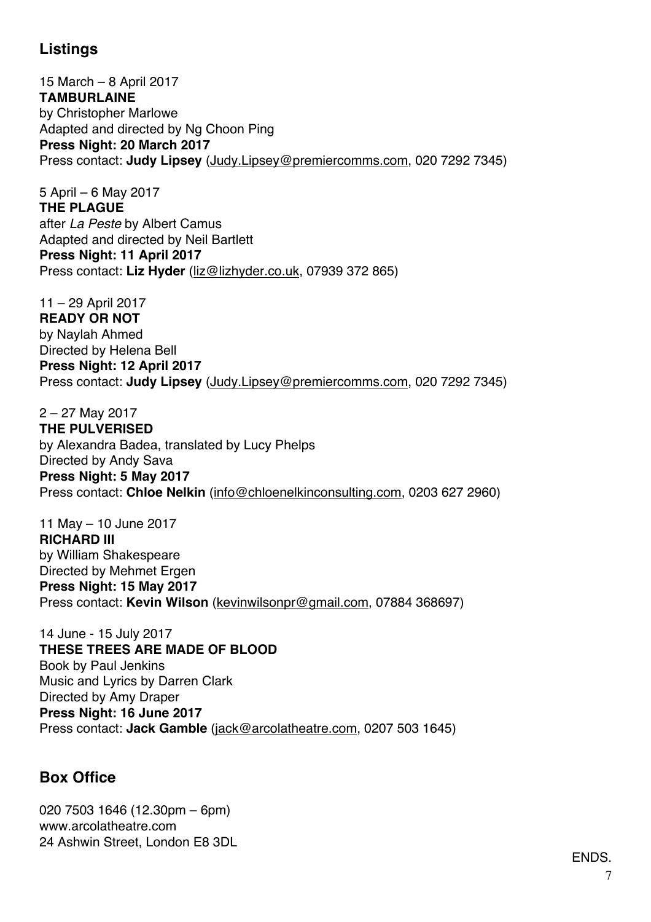## Listings

15 March – 8 April 2017
**TAMBURLAINE**
by Christopher Marlowe
Adapted and directed by Ng Choon Ping
**Press Night: 20 March 2017**
Press contact: **Judy Lipsey** (Judy.Lipsey@premiercomms.com, 020 7292 7345)

5 April – 6 May 2017
**THE PLAGUE**
after *La Peste* by Albert Camus
Adapted and directed by Neil Bartlett
**Press Night: 11 April 2017**
Press contact: **Liz Hyder** (liz@lizhyder.co.uk, 07939 372 865)

11 – 29 April 2017
**READY OR NOT**
by Naylah Ahmed
Directed by Helena Bell
**Press Night: 12 April 2017**
Press contact: **Judy Lipsey** (Judy.Lipsey@premiercomms.com, 020 7292 7345)

2 – 27 May 2017
**THE PULVERISED**
by Alexandra Badea, translated by Lucy Phelps
Directed by Andy Sava
**Press Night: 5 May 2017**
Press contact: **Chloe Nelkin** (info@chloenelkinconsulting.com, 0203 627 2960)

11 May – 10 June 2017
**RICHARD III**
by William Shakespeare
Directed by Mehmet Ergen
**Press Night: 15 May 2017**
Press contact: **Kevin Wilson** (kevinwilsonpr@gmail.com, 07884 368697)

14 June - 15 July 2017
**THESE TREES ARE MADE OF BLOOD**
Book by Paul Jenkins
Music and Lyrics by Darren Clark
Directed by Amy Draper
**Press Night: 16 June 2017**
Press contact: **Jack Gamble** (jack@arcolatheatre.com, 0207 503 1645)

## Box Office

020 7503 1646 (12.30pm – 6pm)
www.arcolatheatre.com
24 Ashwin Street, London E8 3DL

ENDS.